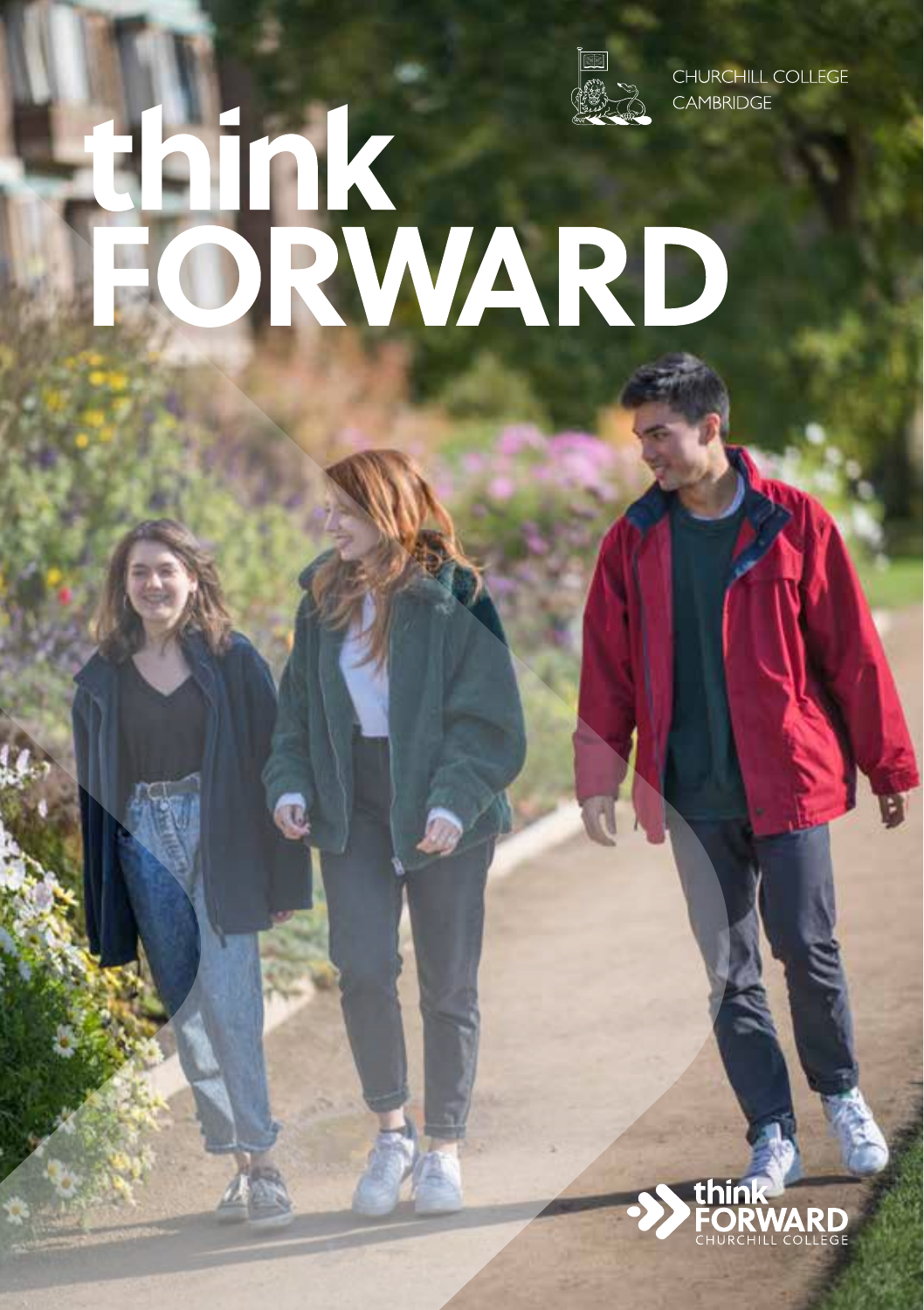CHURCHILL COLLEGE
CAMBRIDGE

# think FORWARD

think FORWARD
CHURCHILL COLLEGE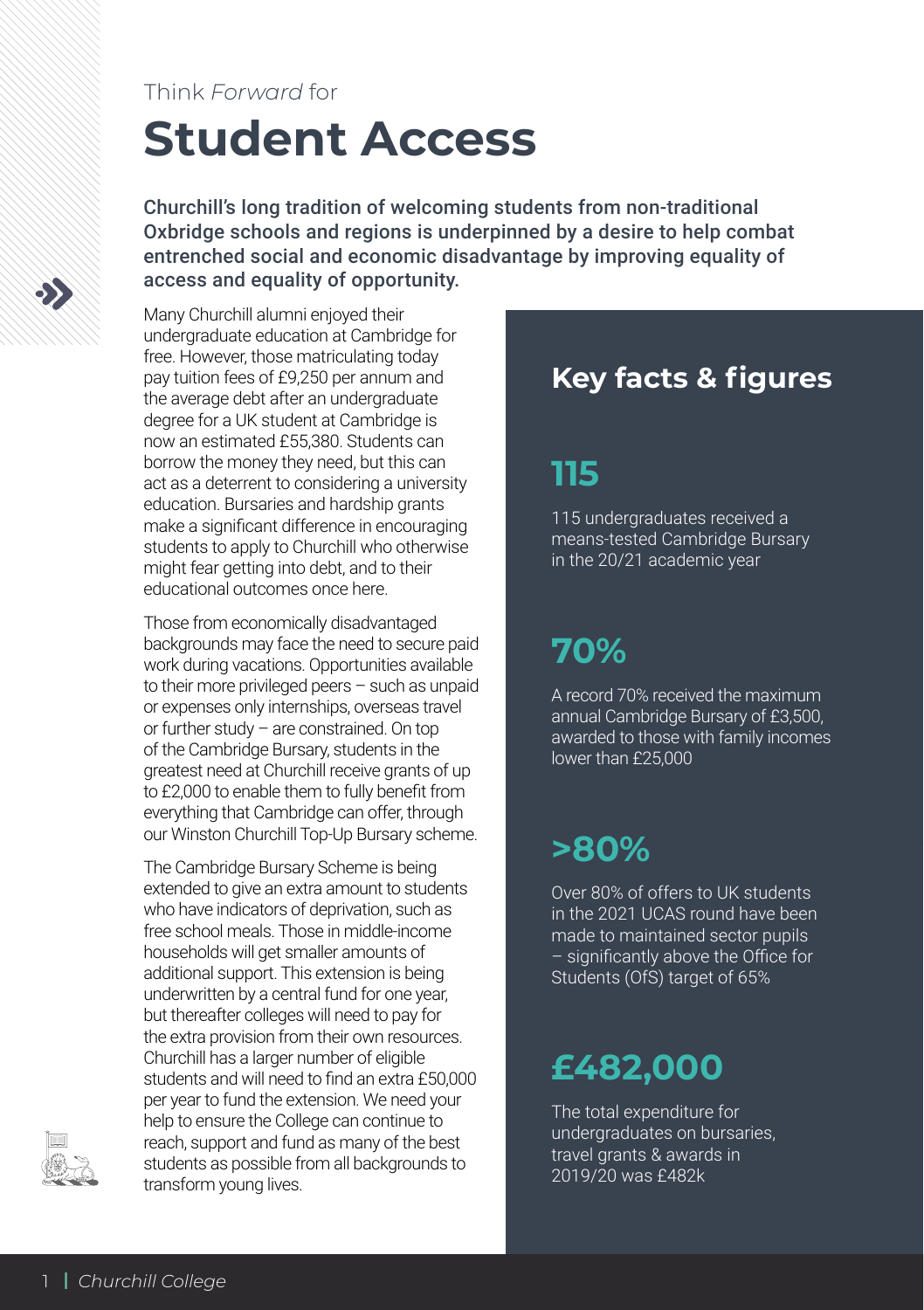Think *Forward* for

# Student Access

**Churchill's long tradition of welcoming students from non-traditional Oxbridge schools and regions is underpinned by a desire to help combat entrenched social and economic disadvantage by improving equality of access and equality of opportunity.**

Many Churchill alumni enjoyed their undergraduate education at Cambridge for free. However, those matriculating today pay tuition fees of £9,250 per annum and the average debt after an undergraduate degree for a UK student at Cambridge is now an estimated £55,380. Students can borrow the money they need, but this can act as a deterrent to considering a university education. Bursaries and hardship grants make a significant difference in encouraging students to apply to Churchill who otherwise might fear getting into debt, and to their educational outcomes once here.

Those from economically disadvantaged backgrounds may face the need to secure paid work during vacations. Opportunities available to their more privileged peers – such as unpaid or expenses only internships, overseas travel or further study – are constrained. On top of the Cambridge Bursary, students in the greatest need at Churchill receive grants of up to £2,000 to enable them to fully benefit from everything that Cambridge can offer, through our Winston Churchill Top-Up Bursary scheme.

The Cambridge Bursary Scheme is being extended to give an extra amount to students who have indicators of deprivation, such as free school meals. Those in middle-income households will get smaller amounts of additional support. This extension is being underwritten by a central fund for one year, but thereafter colleges will need to pay for the extra provision from their own resources. Churchill has a larger number of eligible students and will need to find an extra £50,000 per year to fund the extension. We need your help to ensure the College can continue to reach, support and fund as many of the best students as possible from all backgrounds to transform young lives.

## Key facts & figures

### 115

115 undergraduates received a means-tested Cambridge Bursary in the 20/21 academic year

### 70%

A record 70% received the maximum annual Cambridge Bursary of £3,500, awarded to those with family incomes lower than £25,000

### >80%

Over 80% of offers to UK students in the 2021 UCAS round have been made to maintained sector pupils – significantly above the Office for Students (OfS) target of 65%

### £482,000

The total expenditure for undergraduates on bursaries, travel grants & awards in 2019/20 was £482k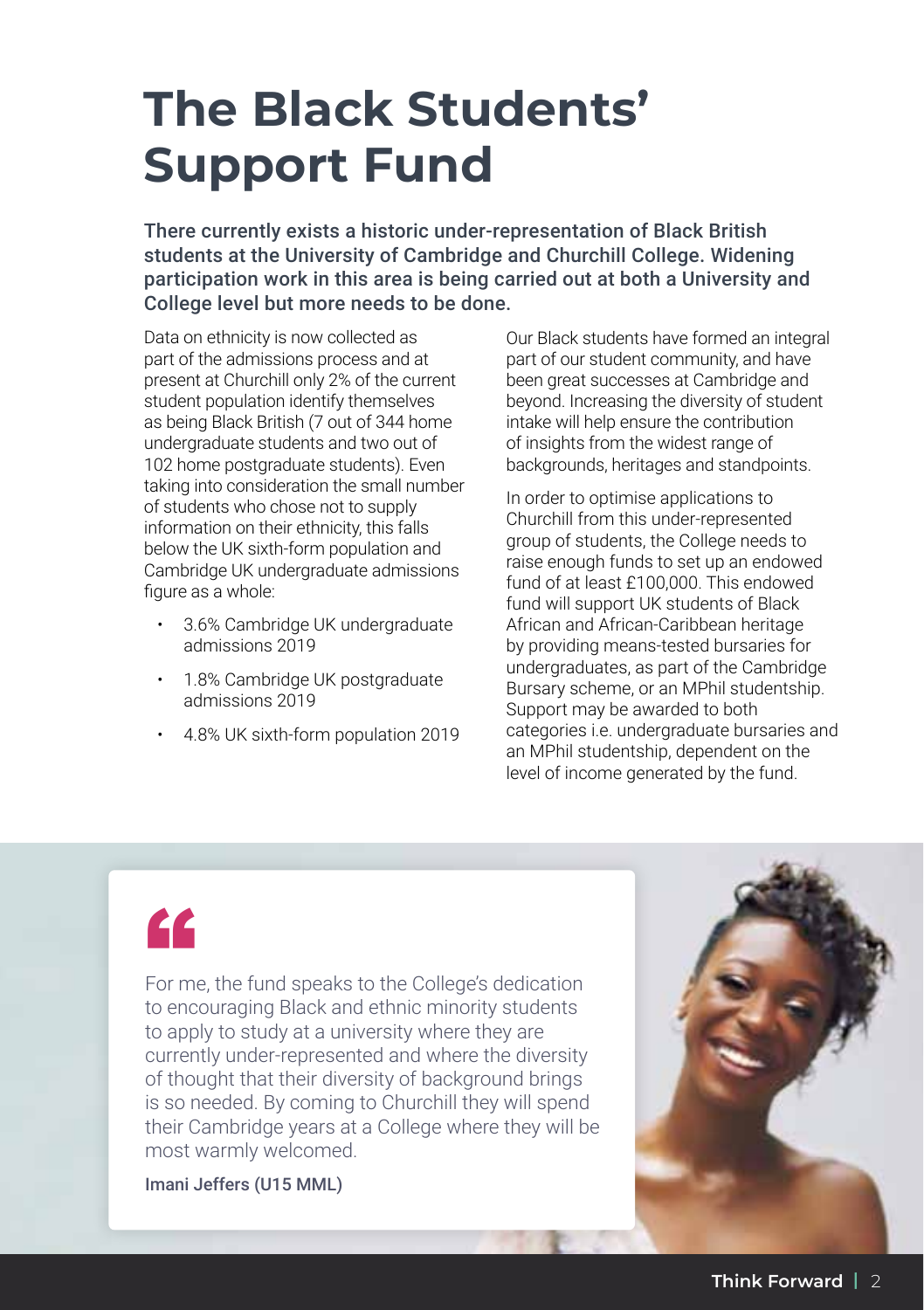# The Black Students' Support Fund

**There currently exists a historic under-representation of Black British students at the University of Cambridge and Churchill College. Widening participation work in this area is being carried out at both a University and College level but more needs to be done.**

Data on ethnicity is now collected as part of the admissions process and at present at Churchill only 2% of the current student population identify themselves as being Black British (7 out of 344 home undergraduate students and two out of 102 home postgraduate students). Even taking into consideration the small number of students who chose not to supply information on their ethnicity, this falls below the UK sixth-form population and Cambridge UK undergraduate admissions figure as a whole:

- 3.6% Cambridge UK undergraduate admissions 2019
- 1.8% Cambridge UK postgraduate admissions 2019
- 4.8% UK sixth-form population 2019

Our Black students have formed an integral part of our student community, and have been great successes at Cambridge and beyond. Increasing the diversity of student intake will help ensure the contribution of insights from the widest range of backgrounds, heritages and standpoints.

In order to optimise applications to Churchill from this under-represented group of students, the College needs to raise enough funds to set up an endowed fund of at least £100,000. This endowed fund will support UK students of Black African and African-Caribbean heritage by providing means-tested bursaries for undergraduates, as part of the Cambridge Bursary scheme, or an MPhil studentship. Support may be awarded to both categories i.e. undergraduate bursaries and an MPhil studentship, dependent on the level of income generated by the fund.

> "For me, the fund speaks to the College's dedication to encouraging Black and ethnic minority students to apply to study at a university where they are currently under-represented and where the diversity of thought that their diversity of background brings is so needed. By coming to Churchill they will spend their Cambridge years at a College where they will be most warmly welcomed.
>
> Imani Jeffers (U15 MML)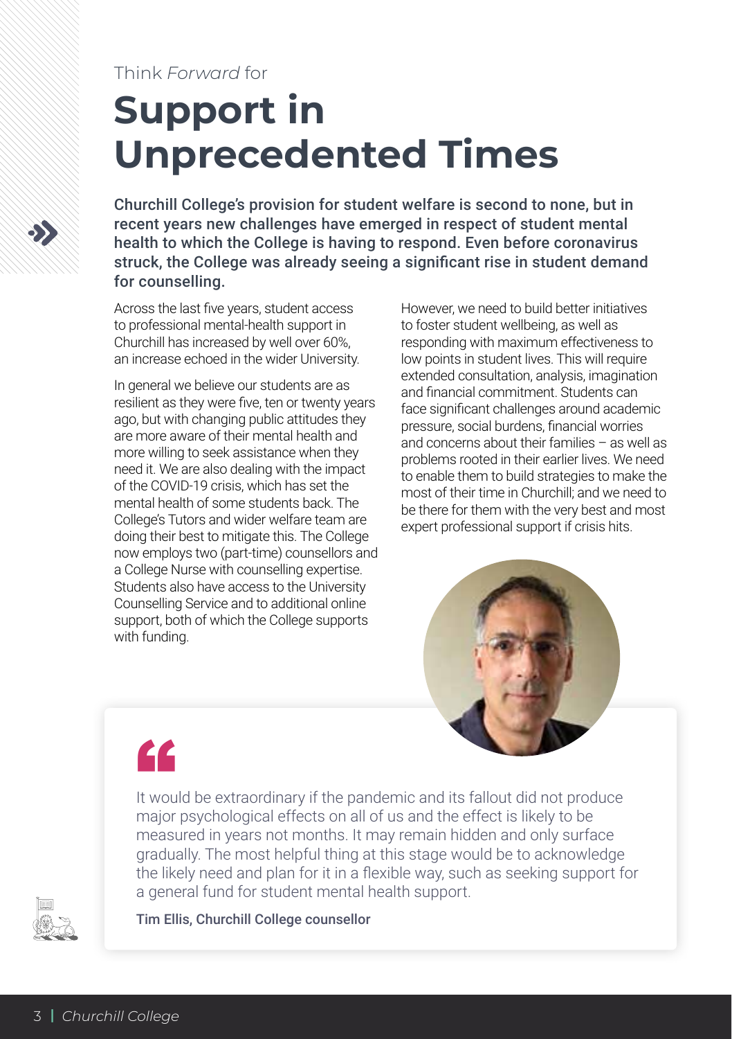Think *Forward* for

# Support in Unprecedented Times

**Churchill College's provision for student welfare is second to none, but in recent years new challenges have emerged in respect of student mental health to which the College is having to respond. Even before coronavirus struck, the College was already seeing a significant rise in student demand for counselling.**

Across the last five years, student access to professional mental-health support in Churchill has increased by well over 60%, an increase echoed in the wider University.

In general we believe our students are as resilient as they were five, ten or twenty years ago, but with changing public attitudes they are more aware of their mental health and more willing to seek assistance when they need it. We are also dealing with the impact of the COVID-19 crisis, which has set the mental health of some students back. The College's Tutors and wider welfare team are doing their best to mitigate this. The College now employs two (part-time) counsellors and a College Nurse with counselling expertise. Students also have access to the University Counselling Service and to additional online support, both of which the College supports with funding.

However, we need to build better initiatives to foster student wellbeing, as well as responding with maximum effectiveness to low points in student lives. This will require extended consultation, analysis, imagination and financial commitment. Students can face significant challenges around academic pressure, social burdens, financial worries and concerns about their families – as well as problems rooted in their earlier lives. We need to enable them to build strategies to make the most of their time in Churchill; and we need to be there for them with the very best and most expert professional support if crisis hits.

> It would be extraordinary if the pandemic and its fallout did not produce major psychological effects on all of us and the effect is likely to be measured in years not months. It may remain hidden and only surface gradually. The most helpful thing at this stage would be to acknowledge the likely need and plan for it in a flexible way, such as seeking support for a general fund for student mental health support.
>
> **Tim Ellis, Churchill College counsellor**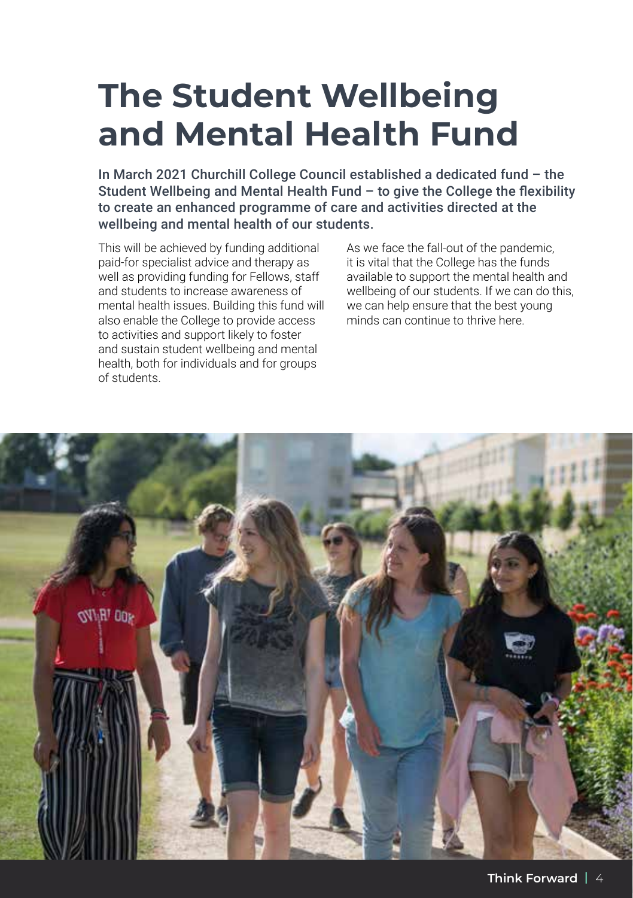# The Student Wellbeing and Mental Health Fund

**In March 2021 Churchill College Council established a dedicated fund – the Student Wellbeing and Mental Health Fund – to give the College the flexibility to create an enhanced programme of care and activities directed at the wellbeing and mental health of our students.**

This will be achieved by funding additional paid-for specialist advice and therapy as well as providing funding for Fellows, staff and students to increase awareness of mental health issues. Building this fund will also enable the College to provide access to activities and support likely to foster and sustain student wellbeing and mental health, both for individuals and for groups of students.

As we face the fall-out of the pandemic, it is vital that the College has the funds available to support the mental health and wellbeing of our students. If we can do this, we can help ensure that the best young minds can continue to thrive here.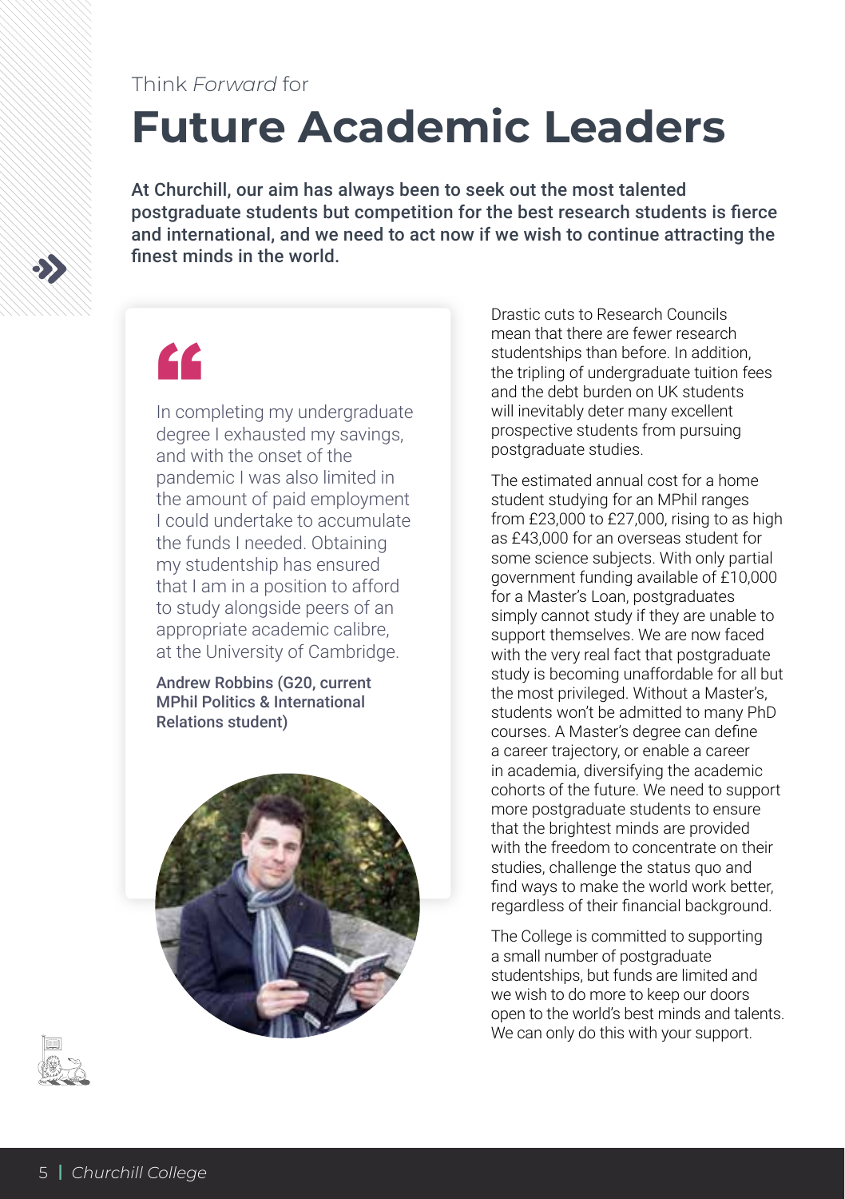Think *Forward* for

# Future Academic Leaders

**At Churchill, our aim has always been to seek out the most talented postgraduate students but competition for the best research students is fierce and international, and we need to act now if we wish to continue attracting the finest minds in the world.**

> In completing my undergraduate degree I exhausted my savings, and with the onset of the pandemic I was also limited in the amount of paid employment I could undertake to accumulate the funds I needed. Obtaining my studentship has ensured that I am in a position to afford to study alongside peers of an appropriate academic calibre, at the University of Cambridge.
>
> **Andrew Robbins (G20, current MPhil Politics & International Relations student)**

Drastic cuts to Research Councils mean that there are fewer research studentships than before. In addition, the tripling of undergraduate tuition fees and the debt burden on UK students will inevitably deter many excellent prospective students from pursuing postgraduate studies.

The estimated annual cost for a home student studying for an MPhil ranges from £23,000 to £27,000, rising to as high as £43,000 for an overseas student for some science subjects. With only partial government funding available of £10,000 for a Master's Loan, postgraduates simply cannot study if they are unable to support themselves. We are now faced with the very real fact that postgraduate study is becoming unaffordable for all but the most privileged. Without a Master's, students won't be admitted to many PhD courses. A Master's degree can define a career trajectory, or enable a career in academia, diversifying the academic cohorts of the future. We need to support more postgraduate students to ensure that the brightest minds are provided with the freedom to concentrate on their studies, challenge the status quo and find ways to make the world work better, regardless of their financial background.

The College is committed to supporting a small number of postgraduate studentships, but funds are limited and we wish to do more to keep our doors open to the world's best minds and talents. We can only do this with your support.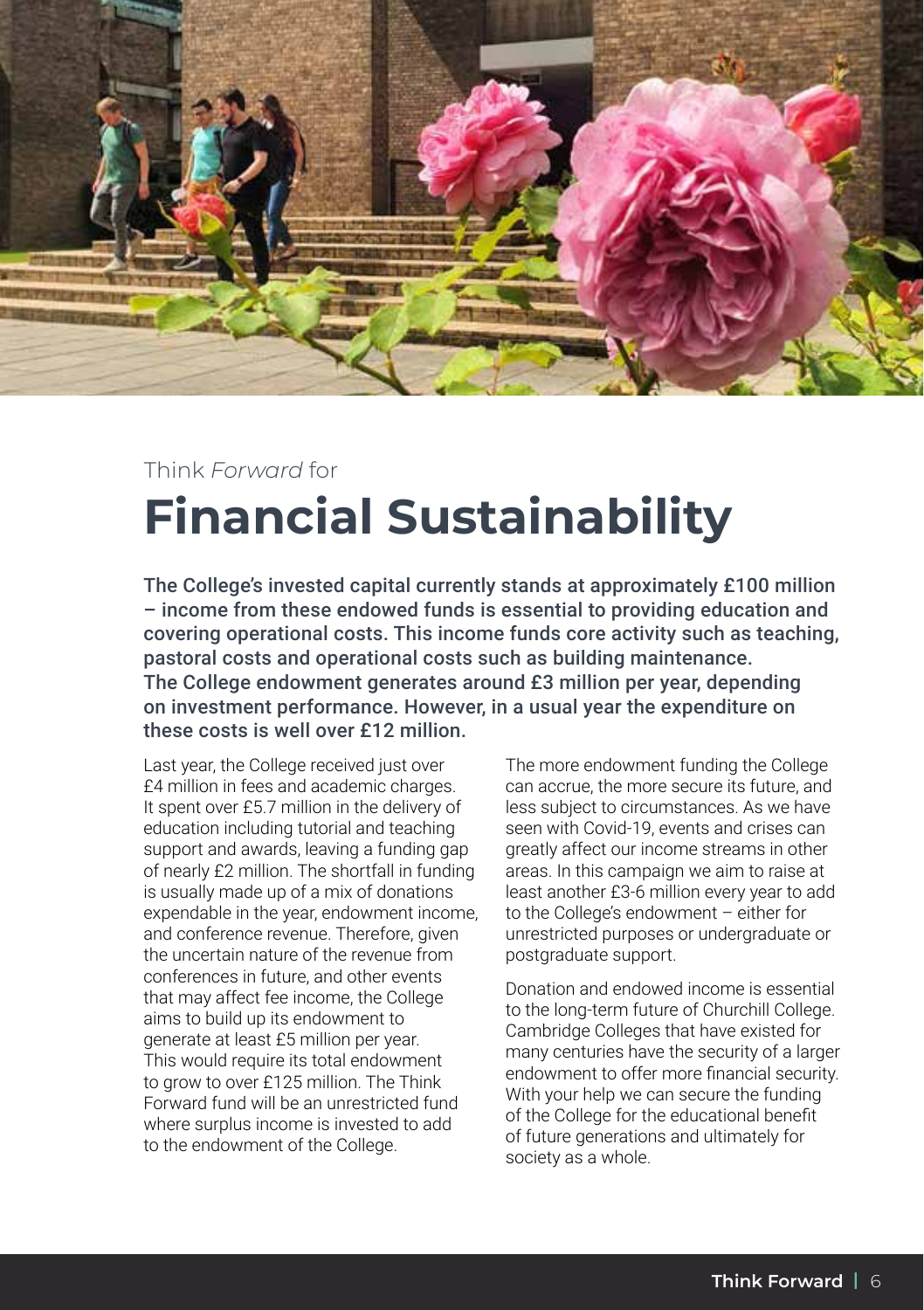Think *Forward* for

# Financial Sustainability

**The College's invested capital currently stands at approximately £100 million – income from these endowed funds is essential to providing education and covering operational costs. This income funds core activity such as teaching, pastoral costs and operational costs such as building maintenance. The College endowment generates around £3 million per year, depending on investment performance. However, in a usual year the expenditure on these costs is well over £12 million.**

Last year, the College received just over £4 million in fees and academic charges. It spent over £5.7 million in the delivery of education including tutorial and teaching support and awards, leaving a funding gap of nearly £2 million. The shortfall in funding is usually made up of a mix of donations expendable in the year, endowment income, and conference revenue. Therefore, given the uncertain nature of the revenue from conferences in future, and other events that may affect fee income, the College aims to build up its endowment to generate at least £5 million per year. This would require its total endowment to grow to over £125 million. The Think Forward fund will be an unrestricted fund where surplus income is invested to add to the endowment of the College.

The more endowment funding the College can accrue, the more secure its future, and less subject to circumstances. As we have seen with Covid-19, events and crises can greatly affect our income streams in other areas. In this campaign we aim to raise at least another £3-6 million every year to add to the College's endowment – either for unrestricted purposes or undergraduate or postgraduate support.

Donation and endowed income is essential to the long-term future of Churchill College. Cambridge Colleges that have existed for many centuries have the security of a larger endowment to offer more financial security. With your help we can secure the funding of the College for the educational benefit of future generations and ultimately for society as a whole.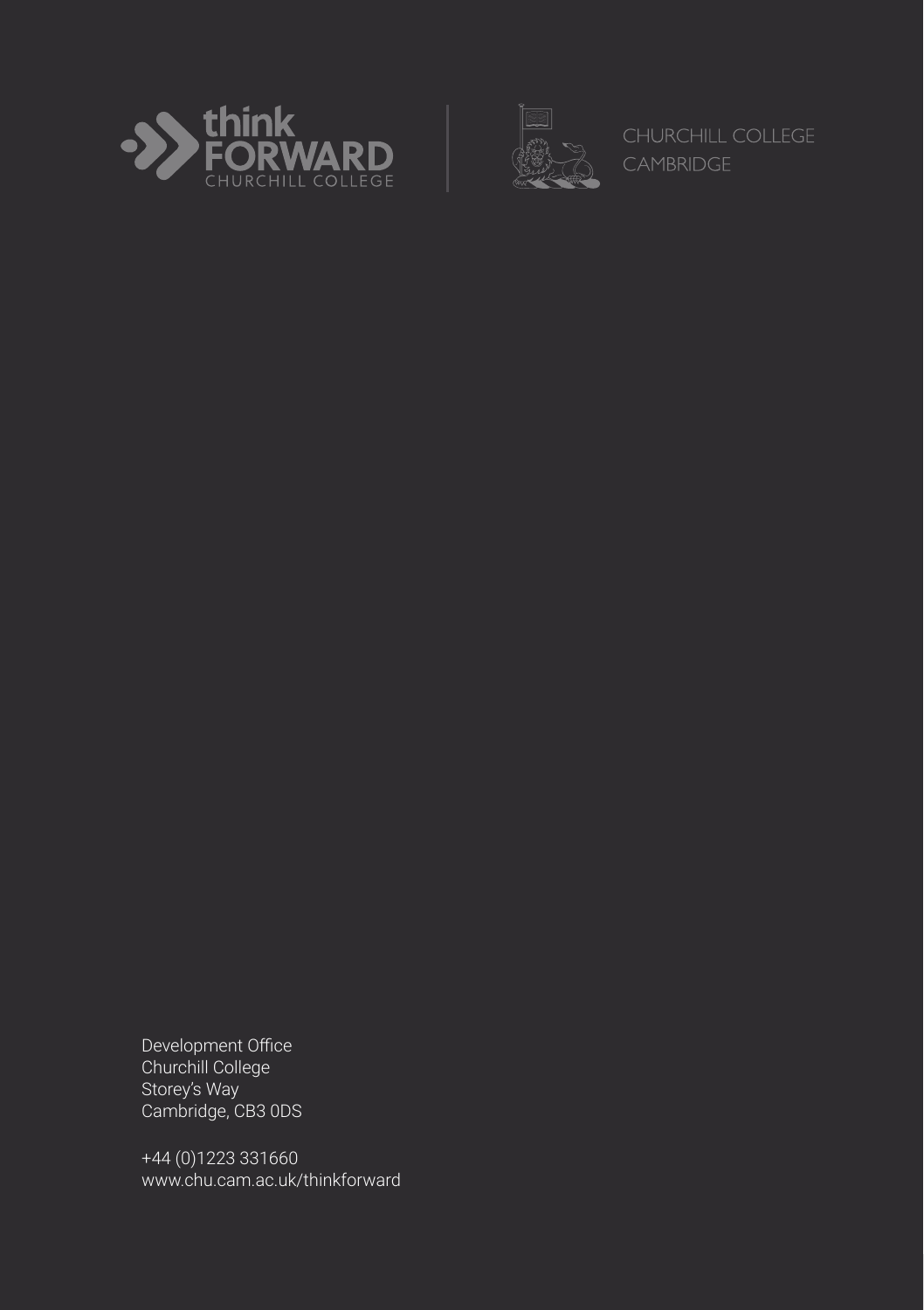think FORWARD
CHURCHILL COLLEGE

CHURCHILL COLLEGE
CAMBRIDGE

Development Office
Churchill College
Storey's Way
Cambridge, CB3 0DS

+44 (0)1223 331660
www.chu.cam.ac.uk/thinkforward